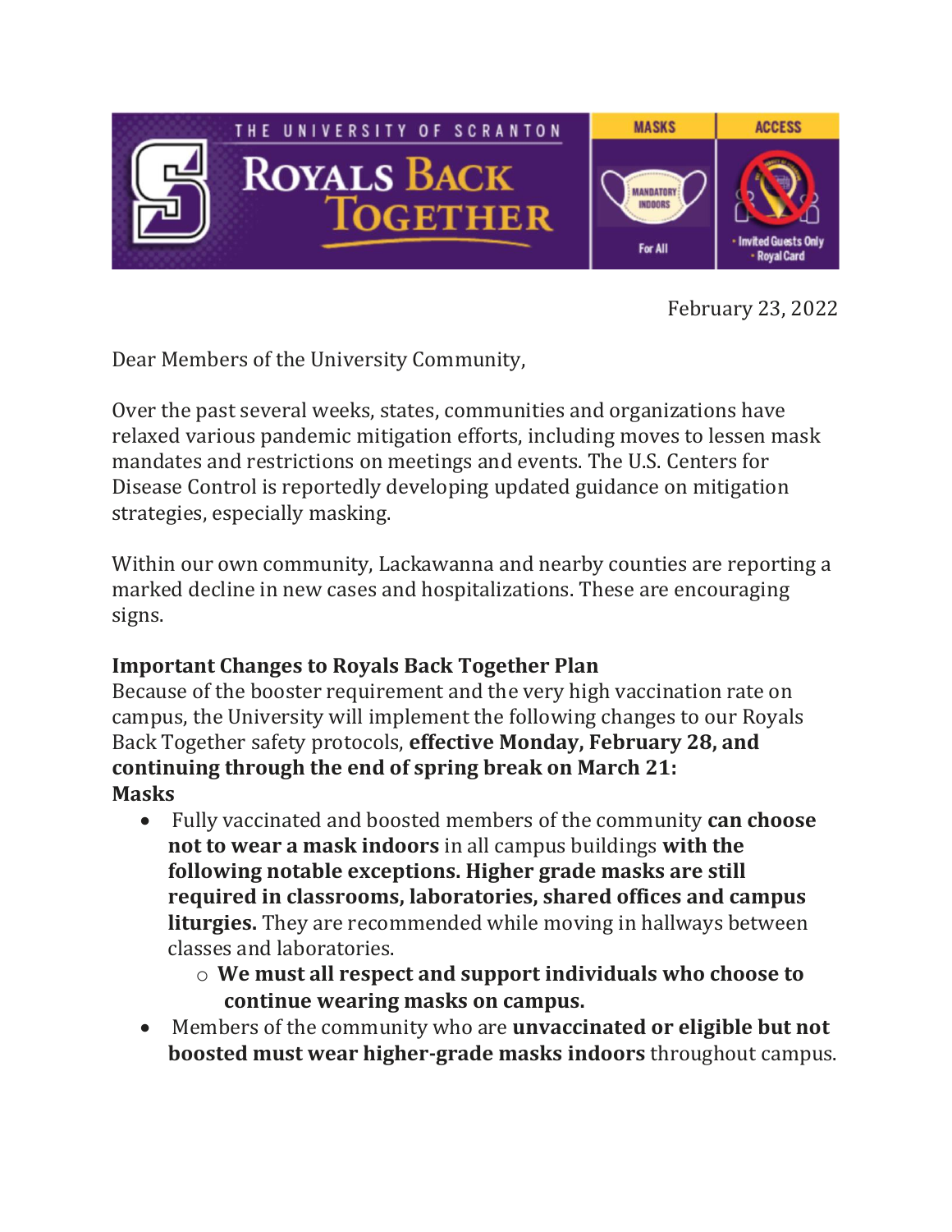THE UNIVERSITY OF SCRANTON

ROYALS BACK TOGETHER

MASKS: MANDATORY INDOORS — For All

ACCESS: Invited Guests Only • Royal Card

February 23, 2022

Dear Members of the University Community,

Over the past several weeks, states, communities and organizations have relaxed various pandemic mitigation efforts, including moves to lessen mask mandates and restrictions on meetings and events. The U.S. Centers for Disease Control is reportedly developing updated guidance on mitigation strategies, especially masking.

Within our own community, Lackawanna and nearby counties are reporting a marked decline in new cases and hospitalizations. These are encouraging signs.

**Important Changes to Royals Back Together Plan**

Because of the booster requirement and the very high vaccination rate on campus, the University will implement the following changes to our Royals Back Together safety protocols, **effective Monday, February 28, and continuing through the end of spring break on March 21:**

**Masks**

- Fully vaccinated and boosted members of the community **can choose not to wear a mask indoors** in all campus buildings **with the following notable exceptions. Higher grade masks are still required in classrooms, laboratories, shared offices and campus liturgies.** They are recommended while moving in hallways between classes and laboratories.
    - **We must all respect and support individuals who choose to continue wearing masks on campus.**
- Members of the community who are **unvaccinated or eligible but not boosted must wear higher-grade masks indoors** throughout campus.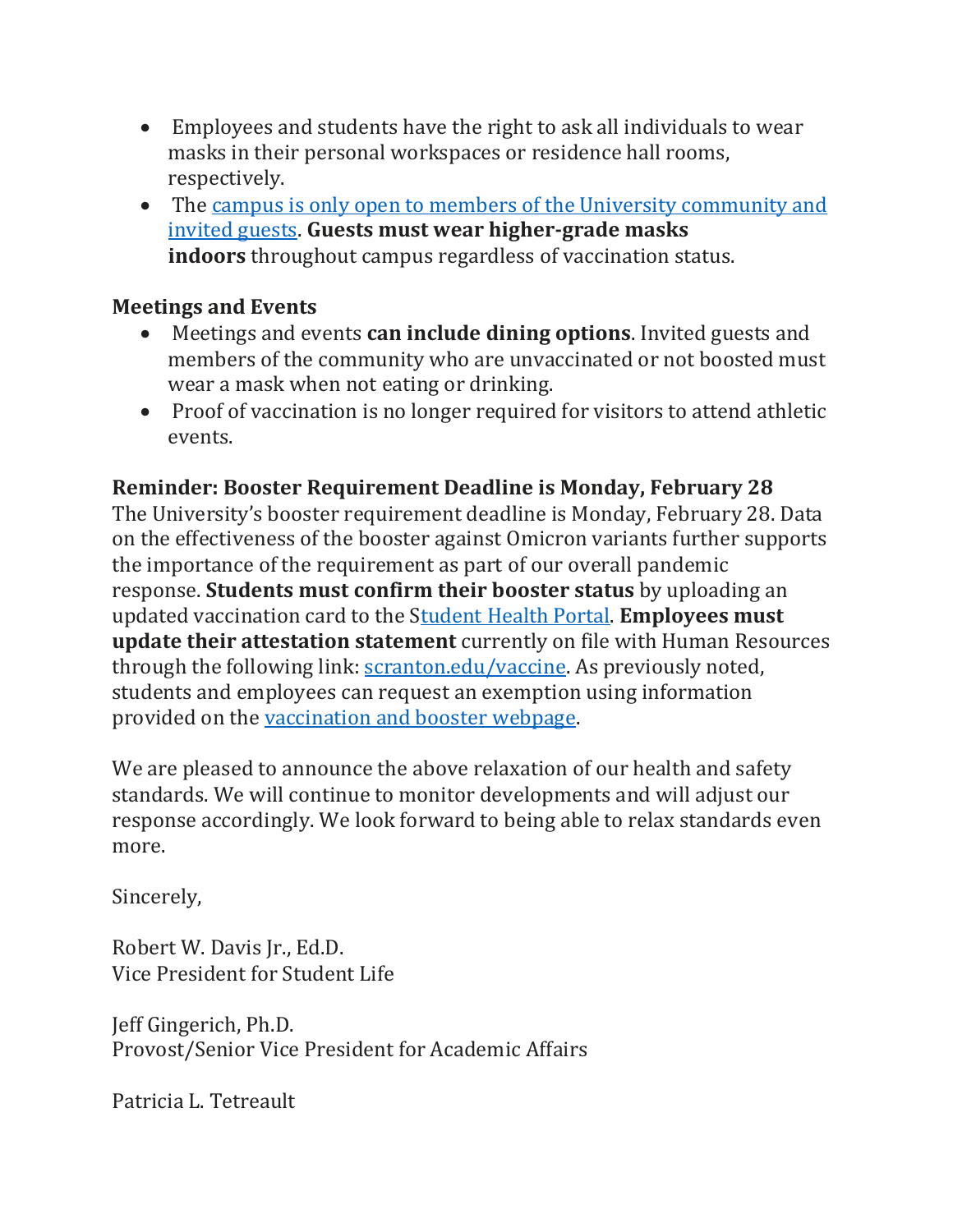- Employees and students have the right to ask all individuals to wear masks in their personal workspaces or residence hall rooms, respectively.
- The campus is only open to members of the University community and invited guests. **Guests must wear higher-grade masks indoors** throughout campus regardless of vaccination status.

**Meetings and Events**

- Meetings and events **can include dining options**. Invited guests and members of the community who are unvaccinated or not boosted must wear a mask when not eating or drinking.
- Proof of vaccination is no longer required for visitors to attend athletic events.

**Reminder: Booster Requirement Deadline is Monday, February 28**

The University's booster requirement deadline is Monday, February 28. Data on the effectiveness of the booster against Omicron variants further supports the importance of the requirement as part of our overall pandemic response. **Students must confirm their booster status** by uploading an updated vaccination card to the Student Health Portal. **Employees must update their attestation statement** currently on file with Human Resources through the following link: scranton.edu/vaccine. As previously noted, students and employees can request an exemption using information provided on the vaccination and booster webpage.

We are pleased to announce the above relaxation of our health and safety standards. We will continue to monitor developments and will adjust our response accordingly. We look forward to being able to relax standards even more.

Sincerely,

Robert W. Davis Jr., Ed.D.
Vice President for Student Life

Jeff Gingerich, Ph.D.
Provost/Senior Vice President for Academic Affairs

Patricia L. Tetreault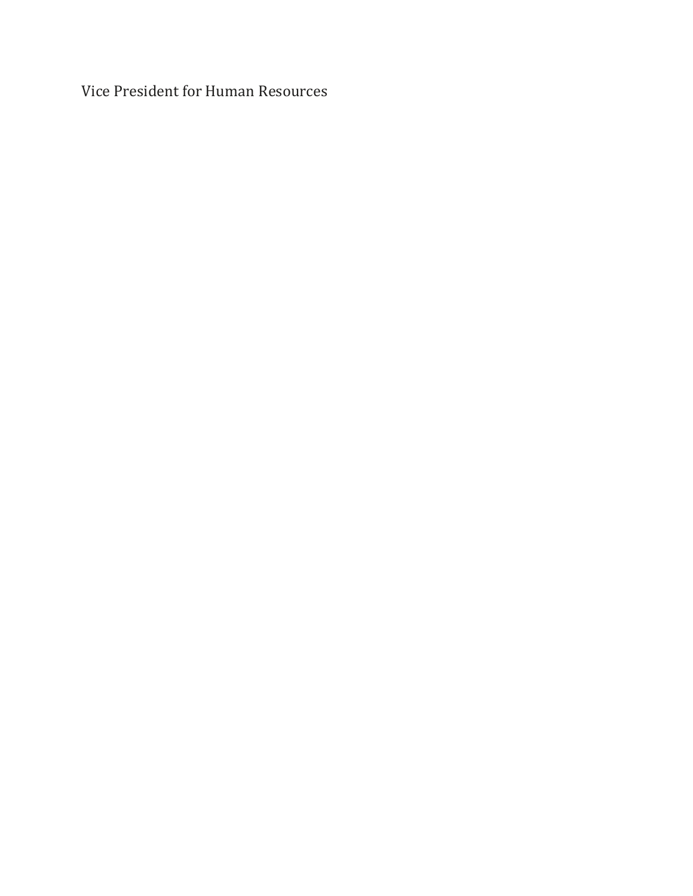Vice President for Human Resources